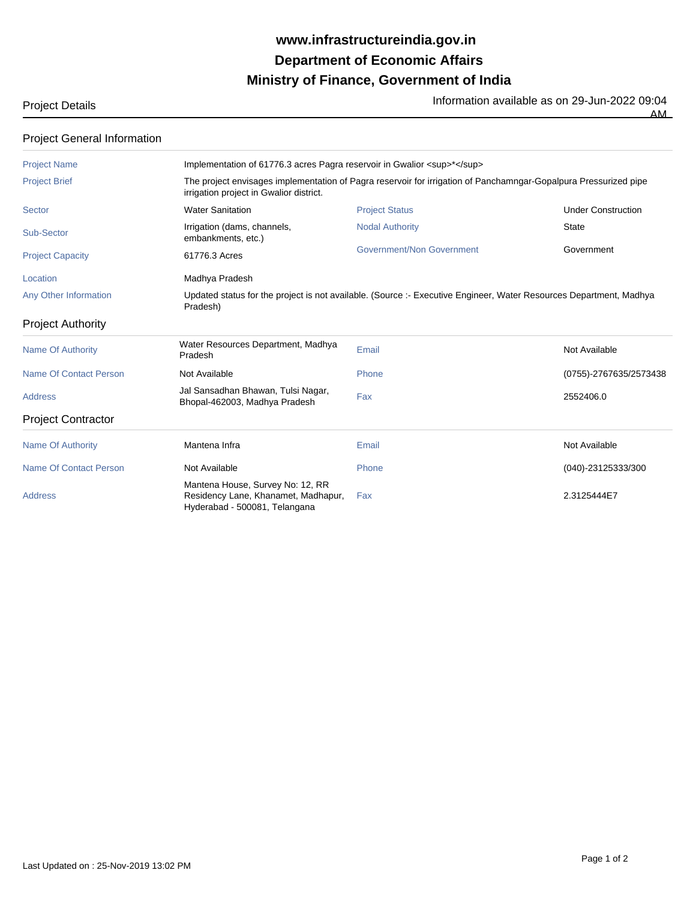# www.infrastructureindia.gov.in
# Department of Economic Affairs
# Ministry of Finance, Government of India

Project Details

Information available as on 29-Jun-2022 09:04 AM

## Project General Information

| | | | |
|---|---|---|---|
| Project Name | Implementation of 61776.3 acres Pagra reservoir in Gwalior <sup>*</sup> | | |
| Project Brief | The project envisages implementation of Pagra reservoir for irrigation of Panchamngar-Gopalpura Pressurized pipe irrigation project in Gwalior district. | | |
| Sector | Water Sanitation | Project Status | Under Construction |
| Sub-Sector | Irrigation (dams, channels, embankments, etc.) | Nodal Authority | State |
| Project Capacity | 61776.3 Acres | Government/Non Government | Government |
| Location | Madhya Pradesh | | |
| Any Other Information | Updated status for the project is not available. (Source :- Executive Engineer, Water Resources Department, Madhya Pradesh) | | |

## Project Authority

| | | | |
|---|---|---|---|
| Name Of Authority | Water Resources Department, Madhya Pradesh | Email | Not Available |
| Name Of Contact Person | Not Available | Phone | (0755)-2767635/2573438 |
| Address | Jal Sansadhan Bhawan, Tulsi Nagar, Bhopal-462003, Madhya Pradesh | Fax | 2552406.0 |

## Project Contractor

| | | | |
|---|---|---|---|
| Name Of Authority | Mantena Infra | Email | Not Available |
| Name Of Contact Person | Not Available | Phone | (040)-23125333/300 |
| Address | Mantena House, Survey No: 12, RR Residency Lane, Khanamet, Madhapur, Hyderabad - 500081, Telangana | Fax | 2.3125444E7 |

Last Updated on : 25-Nov-2019 13:02 PM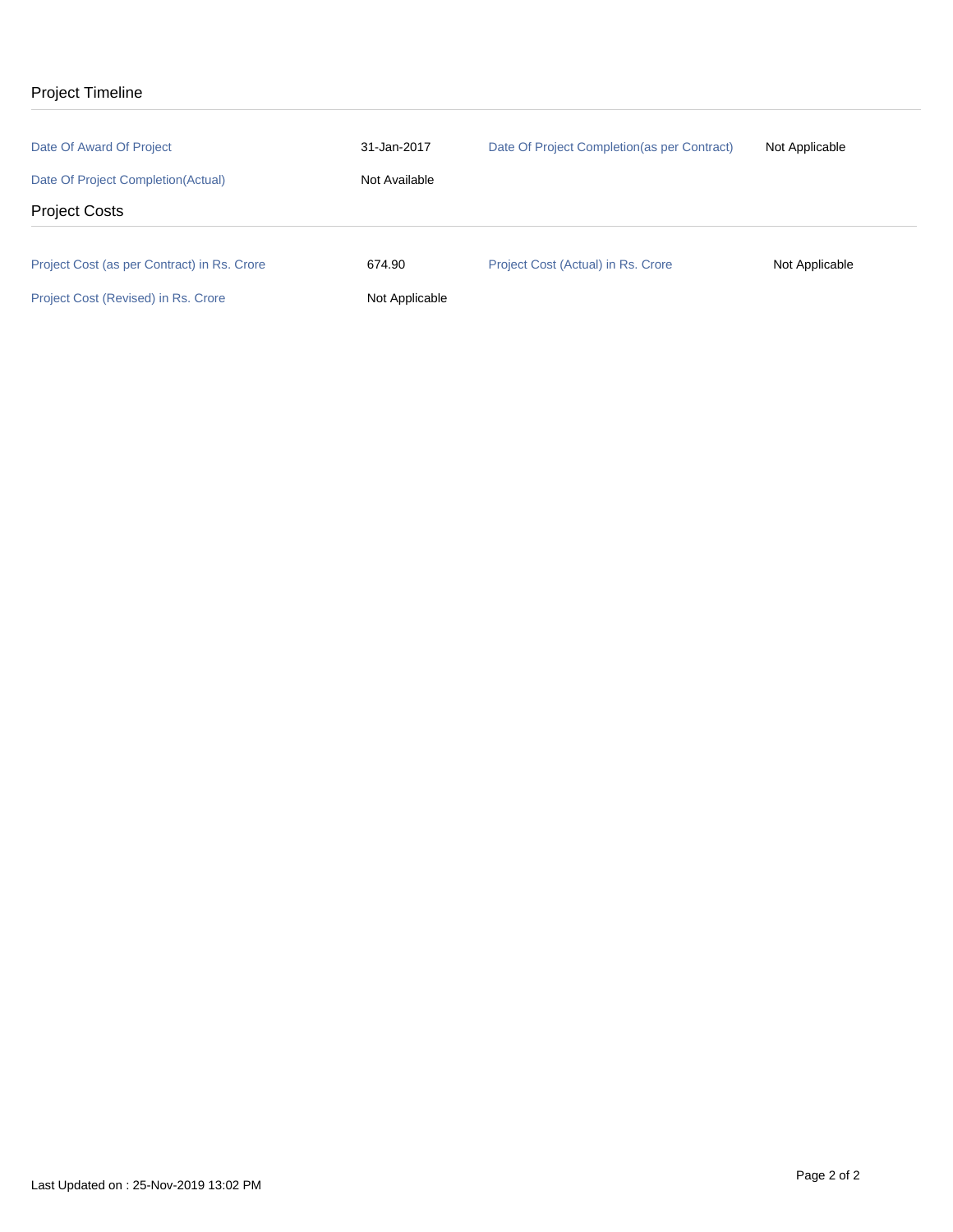## Project Timeline

| | | | |
|---|---|---|---|
| Date Of Award Of Project | 31-Jan-2017 | Date Of Project Completion(as per Contract) | Not Applicable |
| Date Of Project Completion(Actual) | Not Available | | |

## Project Costs

| | | | |
|---|---|---|---|
| Project Cost (as per Contract) in Rs. Crore | 674.90 | Project Cost (Actual) in Rs. Crore | Not Applicable |
| Project Cost (Revised) in Rs. Crore | Not Applicable | | |

Last Updated on : 25-Nov-2019 13:02 PM